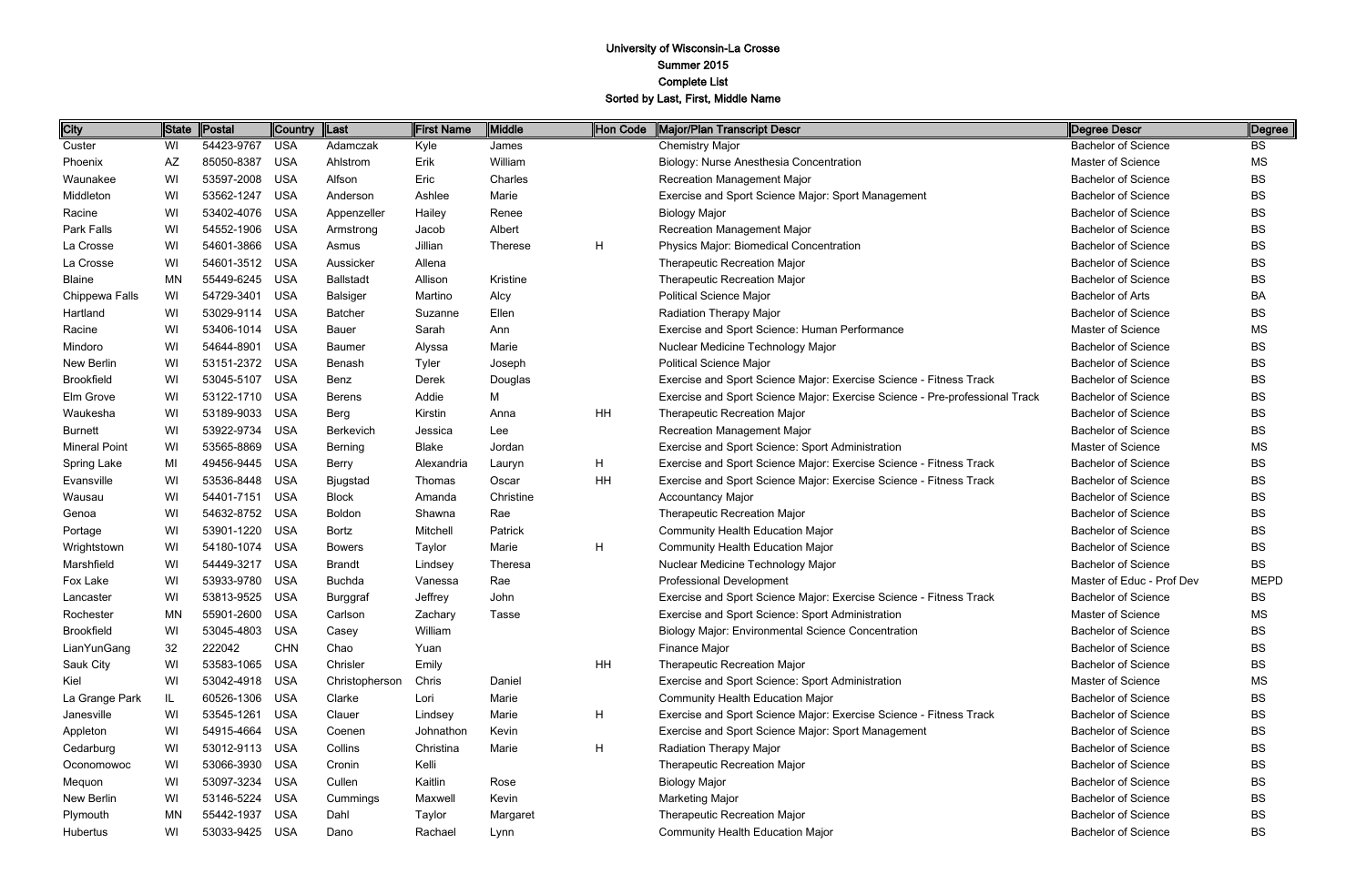# University of Wisconsin-La Crosse
## Summer 2015
## Complete List
## Sorted by Last, First, Middle Name

| City | State | Postal | Country | Last | First Name | Middle | Hon Code | Major/Plan Transcript Descr | Degree Descr | Degree |
|---|---|---|---|---|---|---|---|---|---|---|
| Custer | WI | 54423-9767 | USA | Adamczak | Kyle | James | | Chemistry Major | Bachelor of Science | BS |
| Phoenix | AZ | 85050-8387 | USA | Ahlstrom | Erik | William | | Biology: Nurse Anesthesia Concentration | Master of Science | MS |
| Waunakee | WI | 53597-2008 | USA | Alfson | Eric | Charles | | Recreation Management Major | Bachelor of Science | BS |
| Middleton | WI | 53562-1247 | USA | Anderson | Ashlee | Marie | | Exercise and Sport Science Major: Sport Management | Bachelor of Science | BS |
| Racine | WI | 53402-4076 | USA | Appenzeller | Hailey | Renee | | Biology Major | Bachelor of Science | BS |
| Park Falls | WI | 54552-1906 | USA | Armstrong | Jacob | Albert | | Recreation Management Major | Bachelor of Science | BS |
| La Crosse | WI | 54601-3866 | USA | Asmus | Jillian | Therese | H | Physics Major: Biomedical Concentration | Bachelor of Science | BS |
| La Crosse | WI | 54601-3512 | USA | Aussicker | Allena | | | Therapeutic Recreation Major | Bachelor of Science | BS |
| Blaine | MN | 55449-6245 | USA | Ballstadt | Allison | Kristine | | Therapeutic Recreation Major | Bachelor of Science | BS |
| Chippewa Falls | WI | 54729-3401 | USA | Balsiger | Martino | Alcy | | Political Science Major | Bachelor of Arts | BA |
| Hartland | WI | 53029-9114 | USA | Batcher | Suzanne | Ellen | | Radiation Therapy Major | Bachelor of Science | BS |
| Racine | WI | 53406-1014 | USA | Bauer | Sarah | Ann | | Exercise and Sport Science: Human Performance | Master of Science | MS |
| Mindoro | WI | 54644-8901 | USA | Baumer | Alyssa | Marie | | Nuclear Medicine Technology Major | Bachelor of Science | BS |
| New Berlin | WI | 53151-2372 | USA | Benash | Tyler | Joseph | | Political Science Major | Bachelor of Science | BS |
| Brookfield | WI | 53045-5107 | USA | Benz | Derek | Douglas | | Exercise and Sport Science Major: Exercise Science - Fitness Track | Bachelor of Science | BS |
| Elm Grove | WI | 53122-1710 | USA | Berens | Addie | M | | Exercise and Sport Science Major: Exercise Science - Pre-professional Track | Bachelor of Science | BS |
| Waukesha | WI | 53189-9033 | USA | Berg | Kirstin | Anna | HH | Therapeutic Recreation Major | Bachelor of Science | BS |
| Burnett | WI | 53922-9734 | USA | Berkevich | Jessica | Lee | | Recreation Management Major | Bachelor of Science | BS |
| Mineral Point | WI | 53565-8869 | USA | Berning | Blake | Jordan | | Exercise and Sport Science: Sport Administration | Master of Science | MS |
| Spring Lake | MI | 49456-9445 | USA | Berry | Alexandria | Lauryn | H | Exercise and Sport Science Major: Exercise Science - Fitness Track | Bachelor of Science | BS |
| Evansville | WI | 53536-8448 | USA | Bjugstad | Thomas | Oscar | HH | Exercise and Sport Science Major: Exercise Science - Fitness Track | Bachelor of Science | BS |
| Wausau | WI | 54401-7151 | USA | Block | Amanda | Christine | | Accountancy Major | Bachelor of Science | BS |
| Genoa | WI | 54632-8752 | USA | Boldon | Shawna | Rae | | Therapeutic Recreation Major | Bachelor of Science | BS |
| Portage | WI | 53901-1220 | USA | Bortz | Mitchell | Patrick | | Community Health Education Major | Bachelor of Science | BS |
| Wrightstown | WI | 54180-1074 | USA | Bowers | Taylor | Marie | H | Community Health Education Major | Bachelor of Science | BS |
| Marshfield | WI | 54449-3217 | USA | Brandt | Lindsey | Theresa | | Nuclear Medicine Technology Major | Bachelor of Science | BS |
| Fox Lake | WI | 53933-9780 | USA | Buchda | Vanessa | Rae | | Professional Development | Master of Educ - Prof Dev | MEPD |
| Lancaster | WI | 53813-9525 | USA | Burggraf | Jeffrey | John | | Exercise and Sport Science Major: Exercise Science - Fitness Track | Bachelor of Science | BS |
| Rochester | MN | 55901-2600 | USA | Carlson | Zachary | Tasse | | Exercise and Sport Science: Sport Administration | Master of Science | MS |
| Brookfield | WI | 53045-4803 | USA | Casey | William | | | Biology Major: Environmental Science Concentration | Bachelor of Science | BS |
| LianYunGang | 32 | 222042 | CHN | Chao | Yuan | | | Finance Major | Bachelor of Science | BS |
| Sauk City | WI | 53583-1065 | USA | Chrisler | Emily | | HH | Therapeutic Recreation Major | Bachelor of Science | BS |
| Kiel | WI | 53042-4918 | USA | Christopherson | Chris | Daniel | | Exercise and Sport Science: Sport Administration | Master of Science | MS |
| La Grange Park | IL | 60526-1306 | USA | Clarke | Lori | Marie | | Community Health Education Major | Bachelor of Science | BS |
| Janesville | WI | 53545-1261 | USA | Clauer | Lindsey | Marie | H | Exercise and Sport Science Major: Exercise Science - Fitness Track | Bachelor of Science | BS |
| Appleton | WI | 54915-4664 | USA | Coenen | Johnathon | Kevin | | Exercise and Sport Science Major: Sport Management | Bachelor of Science | BS |
| Cedarburg | WI | 53012-9113 | USA | Collins | Christina | Marie | H | Radiation Therapy Major | Bachelor of Science | BS |
| Oconomowoc | WI | 53066-3930 | USA | Cronin | Kelli | | | Therapeutic Recreation Major | Bachelor of Science | BS |
| Mequon | WI | 53097-3234 | USA | Cullen | Kaitlin | Rose | | Biology Major | Bachelor of Science | BS |
| New Berlin | WI | 53146-5224 | USA | Cummings | Maxwell | Kevin | | Marketing Major | Bachelor of Science | BS |
| Plymouth | MN | 55442-1937 | USA | Dahl | Taylor | Margaret | | Therapeutic Recreation Major | Bachelor of Science | BS |
| Hubertus | WI | 53033-9425 | USA | Dano | Rachael | Lynn | | Community Health Education Major | Bachelor of Science | BS |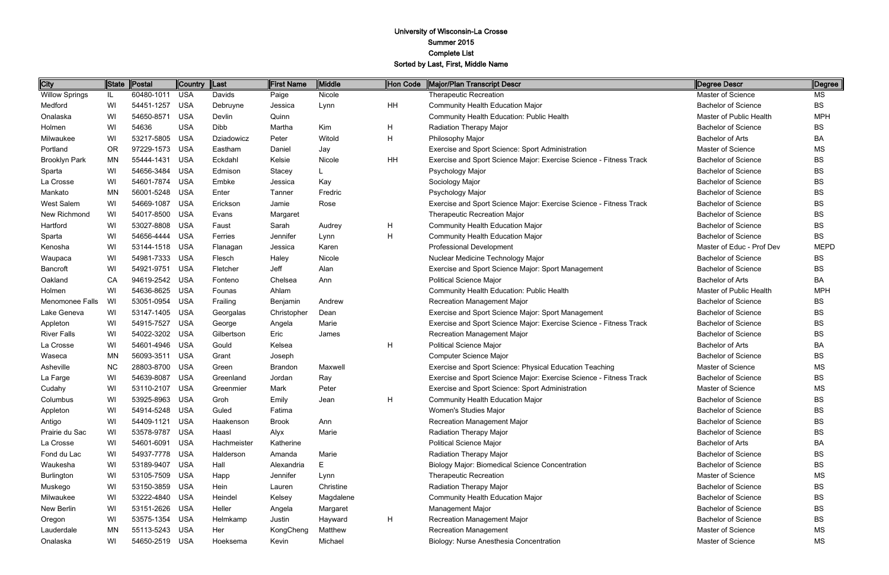University of Wisconsin-La Crosse
Summer 2015
Complete List
Sorted by Last, First, Middle Name

| City | State | Postal | Country | Last | First Name | Middle | Hon Code | Major/Plan Transcript Descr | Degree Descr | Degree |
|---|---|---|---|---|---|---|---|---|---|---|
| Willow Springs | IL | 60480-1011 | USA | Davids | Paige | Nicole | | Therapeutic Recreation | Master of Science | MS |
| Medford | WI | 54451-1257 | USA | Debruyne | Jessica | Lynn | HH | Community Health Education Major | Bachelor of Science | BS |
| Onalaska | WI | 54650-8571 | USA | Devlin | Quinn | | | Community Health Education: Public Health | Master of Public Health | MPH |
| Holmen | WI | 54636 | USA | Dibb | Martha | Kim | H | Radiation Therapy Major | Bachelor of Science | BS |
| Milwaukee | WI | 53217-5805 | USA | Dziadowicz | Peter | Witold | H | Philosophy Major | Bachelor of Arts | BA |
| Portland | OR | 97229-1573 | USA | Eastham | Daniel | Jay | | Exercise and Sport Science: Sport Administration | Master of Science | MS |
| Brooklyn Park | MN | 55444-1431 | USA | Eckdahl | Kelsie | Nicole | HH | Exercise and Sport Science Major: Exercise Science - Fitness Track | Bachelor of Science | BS |
| Sparta | WI | 54656-3484 | USA | Edmison | Stacey | L | | Psychology Major | Bachelor of Science | BS |
| La Crosse | WI | 54601-7874 | USA | Embke | Jessica | Kay | | Sociology Major | Bachelor of Science | BS |
| Mankato | MN | 56001-5248 | USA | Enter | Tanner | Fredric | | Psychology Major | Bachelor of Science | BS |
| West Salem | WI | 54669-1087 | USA | Erickson | Jamie | Rose | | Exercise and Sport Science Major: Exercise Science - Fitness Track | Bachelor of Science | BS |
| New Richmond | WI | 54017-8500 | USA | Evans | Margaret | | | Therapeutic Recreation Major | Bachelor of Science | BS |
| Hartford | WI | 53027-8808 | USA | Faust | Sarah | Audrey | H | Community Health Education Major | Bachelor of Science | BS |
| Sparta | WI | 54656-4444 | USA | Ferries | Jennifer | Lynn | H | Community Health Education Major | Bachelor of Science | BS |
| Kenosha | WI | 53144-1518 | USA | Flanagan | Jessica | Karen | | Professional Development | Master of Educ - Prof Dev | MEPD |
| Waupaca | WI | 54981-7333 | USA | Flesch | Haley | Nicole | | Nuclear Medicine Technology Major | Bachelor of Science | BS |
| Bancroft | WI | 54921-9751 | USA | Fletcher | Jeff | Alan | | Exercise and Sport Science Major: Sport Management | Bachelor of Science | BS |
| Oakland | CA | 94619-2542 | USA | Fonteno | Chelsea | Ann | | Political Science Major | Bachelor of Arts | BA |
| Holmen | WI | 54636-8625 | USA | Founas | Ahlam | | | Community Health Education: Public Health | Master of Public Health | MPH |
| Menomonee Falls | WI | 53051-0954 | USA | Frailing | Benjamin | Andrew | | Recreation Management Major | Bachelor of Science | BS |
| Lake Geneva | WI | 53147-1405 | USA | Georgalas | Christopher | Dean | | Exercise and Sport Science Major: Sport Management | Bachelor of Science | BS |
| Appleton | WI | 54915-7527 | USA | George | Angela | Marie | | Exercise and Sport Science Major: Exercise Science - Fitness Track | Bachelor of Science | BS |
| River Falls | WI | 54022-3202 | USA | Gilbertson | Eric | James | | Recreation Management Major | Bachelor of Science | BS |
| La Crosse | WI | 54601-4946 | USA | Gould | Kelsea | | H | Political Science Major | Bachelor of Arts | BA |
| Waseca | MN | 56093-3511 | USA | Grant | Joseph | | | Computer Science Major | Bachelor of Science | BS |
| Asheville | NC | 28803-8700 | USA | Green | Brandon | Maxwell | | Exercise and Sport Science: Physical Education Teaching | Master of Science | MS |
| La Farge | WI | 54639-8087 | USA | Greenland | Jordan | Ray | | Exercise and Sport Science Major: Exercise Science - Fitness Track | Bachelor of Science | BS |
| Cudahy | WI | 53110-2107 | USA | Greenmier | Mark | Peter | | Exercise and Sport Science: Sport Administration | Master of Science | MS |
| Columbus | WI | 53925-8963 | USA | Groh | Emily | Jean | H | Community Health Education Major | Bachelor of Science | BS |
| Appleton | WI | 54914-5248 | USA | Guled | Fatima | | | Women's Studies Major | Bachelor of Science | BS |
| Antigo | WI | 54409-1121 | USA | Haakenson | Brook | Ann | | Recreation Management Major | Bachelor of Science | BS |
| Prairie du Sac | WI | 53578-9787 | USA | Haasl | Alyx | Marie | | Radiation Therapy Major | Bachelor of Science | BS |
| La Crosse | WI | 54601-6091 | USA | Hachmeister | Katherine | | | Political Science Major | Bachelor of Arts | BA |
| Fond du Lac | WI | 54937-7778 | USA | Halderson | Amanda | Marie | | Radiation Therapy Major | Bachelor of Science | BS |
| Waukesha | WI | 53189-9407 | USA | Hall | Alexandria | E | | Biology Major: Biomedical Science Concentration | Bachelor of Science | BS |
| Burlington | WI | 53105-7509 | USA | Happ | Jennifer | Lynn | | Therapeutic Recreation | Master of Science | MS |
| Muskego | WI | 53150-3859 | USA | Hein | Lauren | Christine | | Radiation Therapy Major | Bachelor of Science | BS |
| Milwaukee | WI | 53222-4840 | USA | Heindel | Kelsey | Magdalene | | Community Health Education Major | Bachelor of Science | BS |
| New Berlin | WI | 53151-2626 | USA | Heller | Angela | Margaret | | Management Major | Bachelor of Science | BS |
| Oregon | WI | 53575-1354 | USA | Helmkamp | Justin | Hayward | H | Recreation Management Major | Bachelor of Science | BS |
| Lauderdale | MN | 55113-5243 | USA | Her | KongCheng | Matthew | | Recreation Management | Master of Science | MS |
| Onalaska | WI | 54650-2519 | USA | Hoeksema | Kevin | Michael | | Biology: Nurse Anesthesia Concentration | Master of Science | MS |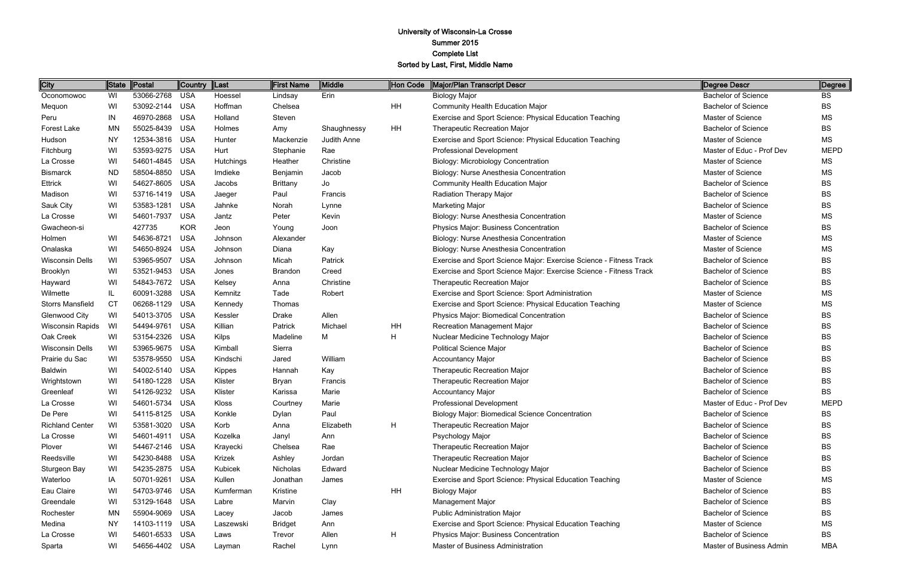# University of Wisconsin-La Crosse
## Summer 2015
## Complete List
## Sorted by Last, First, Middle Name

| City | State | Postal | Country | Last | First Name | Middle | Hon Code | Major/Plan Transcript Descr | Degree Descr | Degree |
|---|---|---|---|---|---|---|---|---|---|---|
| Oconomowoc | WI | 53066-2768 | USA | Hoessel | Lindsay | Erin | | Biology Major | Bachelor of Science | BS |
| Mequon | WI | 53092-2144 | USA | Hoffman | Chelsea | | HH | Community Health Education Major | Bachelor of Science | BS |
| Peru | IN | 46970-2868 | USA | Holland | Steven | | | Exercise and Sport Science: Physical Education Teaching | Master of Science | MS |
| Forest Lake | MN | 55025-8439 | USA | Holmes | Amy | Shaughnessy | HH | Therapeutic Recreation Major | Bachelor of Science | BS |
| Hudson | NY | 12534-3816 | USA | Hunter | Mackenzie | Judith Anne | | Exercise and Sport Science: Physical Education Teaching | Master of Science | MS |
| Fitchburg | WI | 53593-9275 | USA | Hurt | Stephanie | Rae | | Professional Development | Master of Educ - Prof Dev | MEPD |
| La Crosse | WI | 54601-4845 | USA | Hutchings | Heather | Christine | | Biology: Microbiology Concentration | Master of Science | MS |
| Bismarck | ND | 58504-8850 | USA | Imdieke | Benjamin | Jacob | | Biology: Nurse Anesthesia Concentration | Master of Science | MS |
| Ettrick | WI | 54627-8605 | USA | Jacobs | Brittany | Jo | | Community Health Education Major | Bachelor of Science | BS |
| Madison | WI | 53716-1419 | USA | Jaeger | Paul | Francis | | Radiation Therapy Major | Bachelor of Science | BS |
| Sauk City | WI | 53583-1281 | USA | Jahnke | Norah | Lynne | | Marketing Major | Bachelor of Science | BS |
| La Crosse | WI | 54601-7937 | USA | Jantz | Peter | Kevin | | Biology: Nurse Anesthesia Concentration | Master of Science | MS |
| Gwacheon-si | | 427735 | KOR | Jeon | Young | Joon | | Physics Major: Business Concentration | Bachelor of Science | BS |
| Holmen | WI | 54636-8721 | USA | Johnson | Alexander | | | Biology: Nurse Anesthesia Concentration | Master of Science | MS |
| Onalaska | WI | 54650-8924 | USA | Johnson | Diana | Kay | | Biology: Nurse Anesthesia Concentration | Master of Science | MS |
| Wisconsin Dells | WI | 53965-9507 | USA | Johnson | Micah | Patrick | | Exercise and Sport Science Major: Exercise Science - Fitness Track | Bachelor of Science | BS |
| Brooklyn | WI | 53521-9453 | USA | Jones | Brandon | Creed | | Exercise and Sport Science Major: Exercise Science - Fitness Track | Bachelor of Science | BS |
| Hayward | WI | 54843-7672 | USA | Kelsey | Anna | Christine | | Therapeutic Recreation Major | Bachelor of Science | BS |
| Wilmette | IL | 60091-3288 | USA | Kemnitz | Tade | Robert | | Exercise and Sport Science: Sport Administration | Master of Science | MS |
| Storrs Mansfield | CT | 06268-1129 | USA | Kennedy | Thomas | | | Exercise and Sport Science: Physical Education Teaching | Master of Science | MS |
| Glenwood City | WI | 54013-3705 | USA | Kessler | Drake | Allen | | Physics Major: Biomedical Concentration | Bachelor of Science | BS |
| Wisconsin Rapids | WI | 54494-9761 | USA | Killian | Patrick | Michael | HH | Recreation Management Major | Bachelor of Science | BS |
| Oak Creek | WI | 53154-2326 | USA | Kilps | Madeline | M | H | Nuclear Medicine Technology Major | Bachelor of Science | BS |
| Wisconsin Dells | WI | 53965-9675 | USA | Kimball | Sierra | | | Political Science Major | Bachelor of Science | BS |
| Prairie du Sac | WI | 53578-9550 | USA | Kindschi | Jared | William | | Accountancy Major | Bachelor of Science | BS |
| Baldwin | WI | 54002-5140 | USA | Kippes | Hannah | Kay | | Therapeutic Recreation Major | Bachelor of Science | BS |
| Wrightstown | WI | 54180-1228 | USA | Klister | Bryan | Francis | | Therapeutic Recreation Major | Bachelor of Science | BS |
| Greenleaf | WI | 54126-9232 | USA | Klister | Karissa | Marie | | Accountancy Major | Bachelor of Science | BS |
| La Crosse | WI | 54601-5734 | USA | Kloss | Courtney | Marie | | Professional Development | Master of Educ - Prof Dev | MEPD |
| De Pere | WI | 54115-8125 | USA | Konkle | Dylan | Paul | | Biology Major: Biomedical Science Concentration | Bachelor of Science | BS |
| Richland Center | WI | 53581-3020 | USA | Korb | Anna | Elizabeth | H | Therapeutic Recreation Major | Bachelor of Science | BS |
| La Crosse | WI | 54601-4911 | USA | Kozelka | Janyl | Ann | | Psychology Major | Bachelor of Science | BS |
| Plover | WI | 54467-2146 | USA | Krayecki | Chelsea | Rae | | Therapeutic Recreation Major | Bachelor of Science | BS |
| Reedsville | WI | 54230-8488 | USA | Krizek | Ashley | Jordan | | Therapeutic Recreation Major | Bachelor of Science | BS |
| Sturgeon Bay | WI | 54235-2875 | USA | Kubicek | Nicholas | Edward | | Nuclear Medicine Technology Major | Bachelor of Science | BS |
| Waterloo | IA | 50701-9261 | USA | Kullen | Jonathan | James | | Exercise and Sport Science: Physical Education Teaching | Master of Science | MS |
| Eau Claire | WI | 54703-9746 | USA | Kumferman | Kristine | | HH | Biology Major | Bachelor of Science | BS |
| Greendale | WI | 53129-1648 | USA | Labre | Marvin | Clay | | Management Major | Bachelor of Science | BS |
| Rochester | MN | 55904-9069 | USA | Lacey | Jacob | James | | Public Administration Major | Bachelor of Science | BS |
| Medina | NY | 14103-1119 | USA | Laszewski | Bridget | Ann | | Exercise and Sport Science: Physical Education Teaching | Master of Science | MS |
| La Crosse | WI | 54601-6533 | USA | Laws | Trevor | Allen | H | Physics Major: Business Concentration | Bachelor of Science | BS |
| Sparta | WI | 54656-4402 | USA | Layman | Rachel | Lynn | | Master of Business Administration | Master of Business Admin | MBA |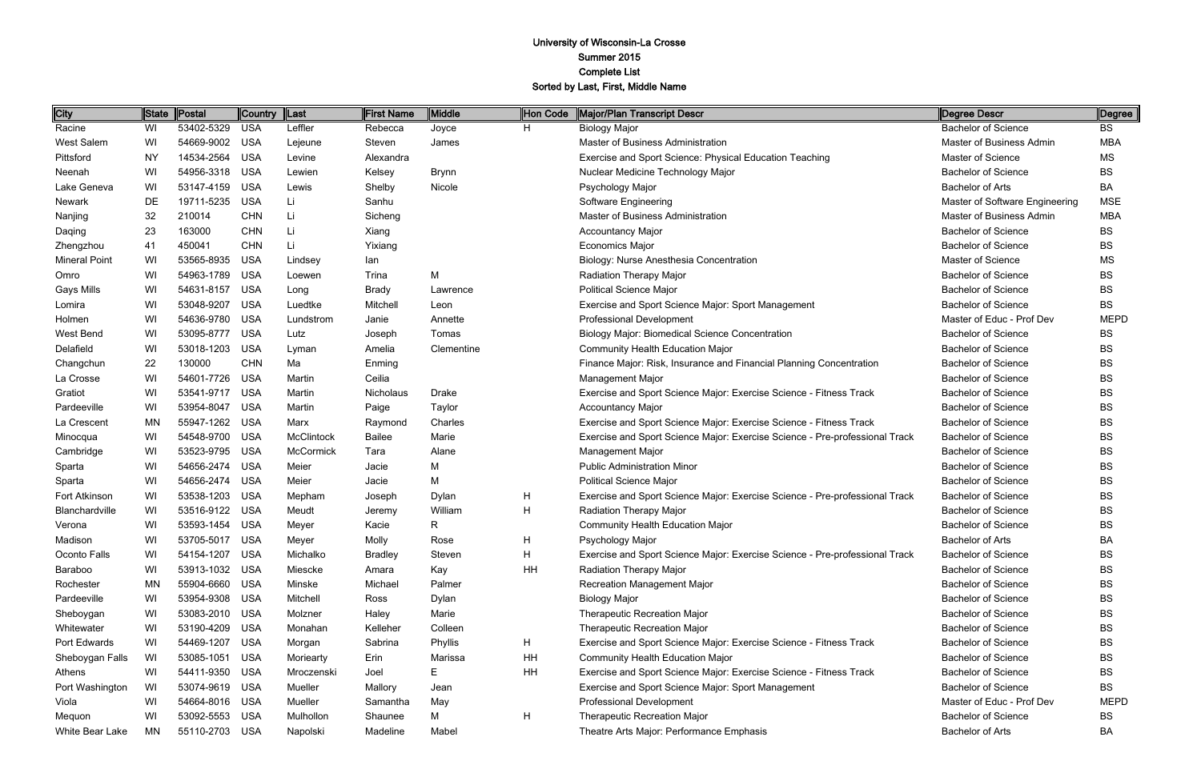# University of Wisconsin-La Crosse
## Summer 2015
## Complete List
## Sorted by Last, First, Middle Name

| City | State | Postal | Country | Last | First Name | Middle | Hon Code | Major/Plan Transcript Descr | Degree Descr | Degree |
|---|---|---|---|---|---|---|---|---|---|---|
| Racine | WI | 53402-5329 | USA | Leffler | Rebecca | Joyce | H | Biology Major | Bachelor of Science | BS |
| West Salem | WI | 54669-9002 | USA | Lejeune | Steven | James | | Master of Business Administration | Master of Business Admin | MBA |
| Pittsford | NY | 14534-2564 | USA | Levine | Alexandra | | | Exercise and Sport Science: Physical Education Teaching | Master of Science | MS |
| Neenah | WI | 54956-3318 | USA | Lewien | Kelsey | Brynn | | Nuclear Medicine Technology Major | Bachelor of Science | BS |
| Lake Geneva | WI | 53147-4159 | USA | Lewis | Shelby | Nicole | | Psychology Major | Bachelor of Arts | BA |
| Newark | DE | 19711-5235 | USA | Li | Sanhu | | | Software Engineering | Master of Software Engineering | MSE |
| Nanjing | 32 | 210014 | CHN | Li | Sicheng | | | Master of Business Administration | Master of Business Admin | MBA |
| Daqing | 23 | 163000 | CHN | Li | Xiang | | | Accountancy Major | Bachelor of Science | BS |
| Zhengzhou | 41 | 450041 | CHN | Li | Yixiang | | | Economics Major | Bachelor of Science | BS |
| Mineral Point | WI | 53565-8935 | USA | Lindsey | Ian | | | Biology: Nurse Anesthesia Concentration | Master of Science | MS |
| Omro | WI | 54963-1789 | USA | Loewen | Trina | M | | Radiation Therapy Major | Bachelor of Science | BS |
| Gays Mills | WI | 54631-8157 | USA | Long | Brady | Lawrence | | Political Science Major | Bachelor of Science | BS |
| Lomira | WI | 53048-9207 | USA | Luedtke | Mitchell | Leon | | Exercise and Sport Science Major: Sport Management | Bachelor of Science | BS |
| Holmen | WI | 54636-9780 | USA | Lundstrom | Janie | Annette | | Professional Development | Master of Educ - Prof Dev | MEPD |
| West Bend | WI | 53095-8777 | USA | Lutz | Joseph | Tomas | | Biology Major: Biomedical Science Concentration | Bachelor of Science | BS |
| Delafield | WI | 53018-1203 | USA | Lyman | Amelia | Clementine | | Community Health Education Major | Bachelor of Science | BS |
| Changchun | 22 | 130000 | CHN | Ma | Enming | | | Finance Major: Risk, Insurance and Financial Planning Concentration | Bachelor of Science | BS |
| La Crosse | WI | 54601-7726 | USA | Martin | Ceilia | | | Management Major | Bachelor of Science | BS |
| Gratiot | WI | 53541-9717 | USA | Martin | Nicholaus | Drake | | Exercise and Sport Science Major: Exercise Science - Fitness Track | Bachelor of Science | BS |
| Pardeeville | WI | 53954-8047 | USA | Martin | Paige | Taylor | | Accountancy Major | Bachelor of Science | BS |
| La Crescent | MN | 55947-1262 | USA | Marx | Raymond | Charles | | Exercise and Sport Science Major: Exercise Science - Fitness Track | Bachelor of Science | BS |
| Minocqua | WI | 54548-9700 | USA | McClintock | Bailee | Marie | | Exercise and Sport Science Major: Exercise Science - Pre-professional Track | Bachelor of Science | BS |
| Cambridge | WI | 53523-9795 | USA | McCormick | Tara | Alane | | Management Major | Bachelor of Science | BS |
| Sparta | WI | 54656-2474 | USA | Meier | Jacie | M | | Public Administration Minor | Bachelor of Science | BS |
| Sparta | WI | 54656-2474 | USA | Meier | Jacie | M | | Political Science Major | Bachelor of Science | BS |
| Fort Atkinson | WI | 53538-1203 | USA | Mepham | Joseph | Dylan | H | Exercise and Sport Science Major: Exercise Science - Pre-professional Track | Bachelor of Science | BS |
| Blanchardville | WI | 53516-9122 | USA | Meudt | Jeremy | William | H | Radiation Therapy Major | Bachelor of Science | BS |
| Verona | WI | 53593-1454 | USA | Meyer | Kacie | R | | Community Health Education Major | Bachelor of Science | BS |
| Madison | WI | 53705-5017 | USA | Meyer | Molly | Rose | H | Psychology Major | Bachelor of Arts | BA |
| Oconto Falls | WI | 54154-1207 | USA | Michalko | Bradley | Steven | H | Exercise and Sport Science Major: Exercise Science - Pre-professional Track | Bachelor of Science | BS |
| Baraboo | WI | 53913-1032 | USA | Miescke | Amara | Kay | HH | Radiation Therapy Major | Bachelor of Science | BS |
| Rochester | MN | 55904-6660 | USA | Minske | Michael | Palmer | | Recreation Management Major | Bachelor of Science | BS |
| Pardeeville | WI | 53954-9308 | USA | Mitchell | Ross | Dylan | | Biology Major | Bachelor of Science | BS |
| Sheboygan | WI | 53083-2010 | USA | Molzner | Haley | Marie | | Therapeutic Recreation Major | Bachelor of Science | BS |
| Whitewater | WI | 53190-4209 | USA | Monahan | Kelleher | Colleen | | Therapeutic Recreation Major | Bachelor of Science | BS |
| Port Edwards | WI | 54469-1207 | USA | Morgan | Sabrina | Phyllis | H | Exercise and Sport Science Major: Exercise Science - Fitness Track | Bachelor of Science | BS |
| Sheboygan Falls | WI | 53085-1051 | USA | Moriearty | Erin | Marissa | HH | Community Health Education Major | Bachelor of Science | BS |
| Athens | WI | 54411-9350 | USA | Mroczenski | Joel | E | HH | Exercise and Sport Science Major: Exercise Science - Fitness Track | Bachelor of Science | BS |
| Port Washington | WI | 53074-9619 | USA | Mueller | Mallory | Jean | | Exercise and Sport Science Major: Sport Management | Bachelor of Science | BS |
| Viola | WI | 54664-8016 | USA | Mueller | Samantha | May | | Professional Development | Master of Educ - Prof Dev | MEPD |
| Mequon | WI | 53092-5553 | USA | Mulhollon | Shaunee | M | H | Therapeutic Recreation Major | Bachelor of Science | BS |
| White Bear Lake | MN | 55110-2703 | USA | Napolski | Madeline | Mabel | | Theatre Arts Major: Performance Emphasis | Bachelor of Arts | BA |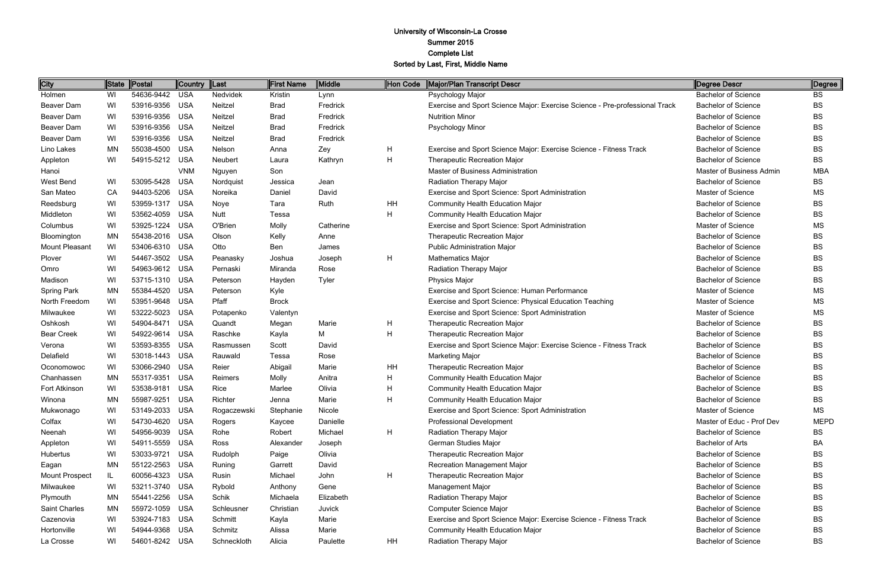**University of Wisconsin-La Crosse**
**Summer 2015**
**Complete List**
**Sorted by Last, First, Middle Name**

| City | State | Postal | Country | Last | First Name | Middle | Hon Code | Major/Plan Transcript Descr | Degree Descr | Degree |
|---|---|---|---|---|---|---|---|---|---|---|
| Holmen | WI | 54636-9442 | USA | Nedvidek | Kristin | Lynn | | Psychology Major | Bachelor of Science | BS |
| Beaver Dam | WI | 53916-9356 | USA | Neitzel | Brad | Fredrick | | Exercise and Sport Science Major: Exercise Science - Pre-professional Track | Bachelor of Science | BS |
| Beaver Dam | WI | 53916-9356 | USA | Neitzel | Brad | Fredrick | | Nutrition Minor | Bachelor of Science | BS |
| Beaver Dam | WI | 53916-9356 | USA | Neitzel | Brad | Fredrick | | Psychology Minor | Bachelor of Science | BS |
| Beaver Dam | WI | 53916-9356 | USA | Neitzel | Brad | Fredrick | | | Bachelor of Science | BS |
| Lino Lakes | MN | 55038-4500 | USA | Nelson | Anna | Zey | H | Exercise and Sport Science Major: Exercise Science - Fitness Track | Bachelor of Science | BS |
| Appleton | WI | 54915-5212 | USA | Neubert | Laura | Kathryn | H | Therapeutic Recreation Major | Bachelor of Science | BS |
| Hanoi | | | VNM | Nguyen | Son | | | Master of Business Administration | Master of Business Admin | MBA |
| West Bend | WI | 53095-5428 | USA | Nordquist | Jessica | Jean | | Radiation Therapy Major | Bachelor of Science | BS |
| San Mateo | CA | 94403-5206 | USA | Noreika | Daniel | David | | Exercise and Sport Science: Sport Administration | Master of Science | MS |
| Reedsburg | WI | 53959-1317 | USA | Noye | Tara | Ruth | HH | Community Health Education Major | Bachelor of Science | BS |
| Middleton | WI | 53562-4059 | USA | Nutt | Tessa | | H | Community Health Education Major | Bachelor of Science | BS |
| Columbus | WI | 53925-1224 | USA | O'Brien | Molly | Catherine | | Exercise and Sport Science: Sport Administration | Master of Science | MS |
| Bloomington | MN | 55438-2016 | USA | Olson | Kelly | Anne | | Therapeutic Recreation Major | Bachelor of Science | BS |
| Mount Pleasant | WI | 53406-6310 | USA | Otto | Ben | James | | Public Administration Major | Bachelor of Science | BS |
| Plover | WI | 54467-3502 | USA | Peanasky | Joshua | Joseph | H | Mathematics Major | Bachelor of Science | BS |
| Omro | WI | 54963-9612 | USA | Pernaski | Miranda | Rose | | Radiation Therapy Major | Bachelor of Science | BS |
| Madison | WI | 53715-1310 | USA | Peterson | Hayden | Tyler | | Physics Major | Bachelor of Science | BS |
| Spring Park | MN | 55384-4520 | USA | Peterson | Kyle | | | Exercise and Sport Science: Human Performance | Master of Science | MS |
| North Freedom | WI | 53951-9648 | USA | Pfaff | Brock | | | Exercise and Sport Science: Physical Education Teaching | Master of Science | MS |
| Milwaukee | WI | 53222-5023 | USA | Potapenko | Valentyn | | | Exercise and Sport Science: Sport Administration | Master of Science | MS |
| Oshkosh | WI | 54904-8471 | USA | Quandt | Megan | Marie | H | Therapeutic Recreation Major | Bachelor of Science | BS |
| Bear Creek | WI | 54922-9614 | USA | Raschke | Kayla | M | H | Therapeutic Recreation Major | Bachelor of Science | BS |
| Verona | WI | 53593-8355 | USA | Rasmussen | Scott | David | | Exercise and Sport Science Major: Exercise Science - Fitness Track | Bachelor of Science | BS |
| Delafield | WI | 53018-1443 | USA | Rauwald | Tessa | Rose | | Marketing Major | Bachelor of Science | BS |
| Oconomowoc | WI | 53066-2940 | USA | Reier | Abigail | Marie | HH | Therapeutic Recreation Major | Bachelor of Science | BS |
| Chanhassen | MN | 55317-9351 | USA | Reimers | Molly | Anitra | H | Community Health Education Major | Bachelor of Science | BS |
| Fort Atkinson | WI | 53538-9181 | USA | Rice | Marlee | Olivia | H | Community Health Education Major | Bachelor of Science | BS |
| Winona | MN | 55987-9251 | USA | Richter | Jenna | Marie | H | Community Health Education Major | Bachelor of Science | BS |
| Mukwonago | WI | 53149-2033 | USA | Rogaczewski | Stephanie | Nicole | | Exercise and Sport Science: Sport Administration | Master of Science | MS |
| Colfax | WI | 54730-4620 | USA | Rogers | Kaycee | Danielle | | Professional Development | Master of Educ - Prof Dev | MEPD |
| Neenah | WI | 54956-9039 | USA | Rohe | Robert | Michael | H | Radiation Therapy Major | Bachelor of Science | BS |
| Appleton | WI | 54911-5559 | USA | Ross | Alexander | Joseph | | German Studies Major | Bachelor of Arts | BA |
| Hubertus | WI | 53033-9721 | USA | Rudolph | Paige | Olivia | | Therapeutic Recreation Major | Bachelor of Science | BS |
| Eagan | MN | 55122-2563 | USA | Runing | Garrett | David | | Recreation Management Major | Bachelor of Science | BS |
| Mount Prospect | IL | 60056-4323 | USA | Rusin | Michael | John | H | Therapeutic Recreation Major | Bachelor of Science | BS |
| Milwaukee | WI | 53211-3740 | USA | Rybold | Anthony | Gene | | Management Major | Bachelor of Science | BS |
| Plymouth | MN | 55441-2256 | USA | Schik | Michaela | Elizabeth | | Radiation Therapy Major | Bachelor of Science | BS |
| Saint Charles | MN | 55972-1059 | USA | Schleusner | Christian | Juvick | | Computer Science Major | Bachelor of Science | BS |
| Cazenovia | WI | 53924-7183 | USA | Schmitt | Kayla | Marie | | Exercise and Sport Science Major: Exercise Science - Fitness Track | Bachelor of Science | BS |
| Hortonville | WI | 54944-9368 | USA | Schmitz | Alissa | Marie | | Community Health Education Major | Bachelor of Science | BS |
| La Crosse | WI | 54601-8242 | USA | Schneckloth | Alicia | Paulette | HH | Radiation Therapy Major | Bachelor of Science | BS |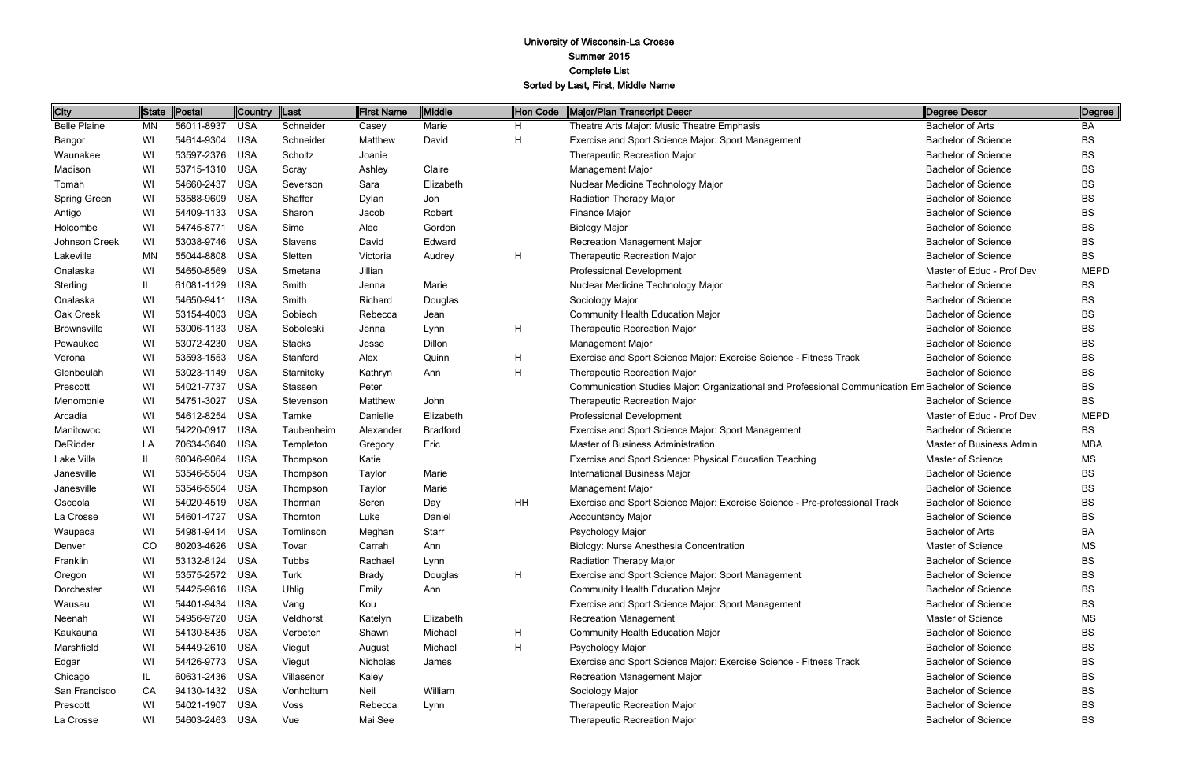University of Wisconsin-La Crosse
Summer 2015
Complete List
Sorted by Last, First, Middle Name

| City | State | Postal | Country | Last | First Name | Middle | Hon Code | Major/Plan Transcript Descr | Degree Descr | Degree |
|---|---|---|---|---|---|---|---|---|---|---|
| Belle Plaine | MN | 56011-8937 | USA | Schneider | Casey | Marie | H | Theatre Arts Major: Music Theatre Emphasis | Bachelor of Arts | BA |
| Bangor | WI | 54614-9304 | USA | Schneider | Matthew | David | H | Exercise and Sport Science Major: Sport Management | Bachelor of Science | BS |
| Waunakee | WI | 53597-2376 | USA | Scholtz | Joanie | | | Therapeutic Recreation Major | Bachelor of Science | BS |
| Madison | WI | 53715-1310 | USA | Scray | Ashley | Claire | | Management Major | Bachelor of Science | BS |
| Tomah | WI | 54660-2437 | USA | Severson | Sara | Elizabeth | | Nuclear Medicine Technology Major | Bachelor of Science | BS |
| Spring Green | WI | 53588-9609 | USA | Shaffer | Dylan | Jon | | Radiation Therapy Major | Bachelor of Science | BS |
| Antigo | WI | 54409-1133 | USA | Sharon | Jacob | Robert | | Finance Major | Bachelor of Science | BS |
| Holcombe | WI | 54745-8771 | USA | Sime | Alec | Gordon | | Biology Major | Bachelor of Science | BS |
| Johnson Creek | WI | 53038-9746 | USA | Slavens | David | Edward | | Recreation Management Major | Bachelor of Science | BS |
| Lakeville | MN | 55044-8808 | USA | Sletten | Victoria | Audrey | H | Therapeutic Recreation Major | Bachelor of Science | BS |
| Onalaska | WI | 54650-8569 | USA | Smetana | Jillian | | | Professional Development | Master of Educ - Prof Dev | MEPD |
| Sterling | IL | 61081-1129 | USA | Smith | Jenna | Marie | | Nuclear Medicine Technology Major | Bachelor of Science | BS |
| Onalaska | WI | 54650-9411 | USA | Smith | Richard | Douglas | | Sociology Major | Bachelor of Science | BS |
| Oak Creek | WI | 53154-4003 | USA | Sobiech | Rebecca | Jean | | Community Health Education Major | Bachelor of Science | BS |
| Brownsville | WI | 53006-1133 | USA | Soboleski | Jenna | Lynn | H | Therapeutic Recreation Major | Bachelor of Science | BS |
| Pewaukee | WI | 53072-4230 | USA | Stacks | Jesse | Dillon | | Management Major | Bachelor of Science | BS |
| Verona | WI | 53593-1553 | USA | Stanford | Alex | Quinn | H | Exercise and Sport Science Major: Exercise Science - Fitness Track | Bachelor of Science | BS |
| Glenbeulah | WI | 53023-1149 | USA | Starnitcky | Kathryn | Ann | H | Therapeutic Recreation Major | Bachelor of Science | BS |
| Prescott | WI | 54021-7737 | USA | Stassen | Peter | | | Communication Studies Major: Organizational and Professional Communication Em | Bachelor of Science | BS |
| Menomonie | WI | 54751-3027 | USA | Stevenson | Matthew | John | | Therapeutic Recreation Major | Bachelor of Science | BS |
| Arcadia | WI | 54612-8254 | USA | Tamke | Danielle | Elizabeth | | Professional Development | Master of Educ - Prof Dev | MEPD |
| Manitowoc | WI | 54220-0917 | USA | Taubenheim | Alexander | Bradford | | Exercise and Sport Science Major: Sport Management | Bachelor of Science | BS |
| DeRidder | LA | 70634-3640 | USA | Templeton | Gregory | Eric | | Master of Business Administration | Master of Business Admin | MBA |
| Lake Villa | IL | 60046-9064 | USA | Thompson | Katie | | | Exercise and Sport Science: Physical Education Teaching | Master of Science | MS |
| Janesville | WI | 53546-5504 | USA | Thompson | Taylor | Marie | | International Business Major | Bachelor of Science | BS |
| Janesville | WI | 53546-5504 | USA | Thompson | Taylor | Marie | | Management Major | Bachelor of Science | BS |
| Osceola | WI | 54020-4519 | USA | Thorman | Seren | Day | HH | Exercise and Sport Science Major: Exercise Science - Pre-professional Track | Bachelor of Science | BS |
| La Crosse | WI | 54601-4727 | USA | Thornton | Luke | Daniel | | Accountancy Major | Bachelor of Science | BS |
| Waupaca | WI | 54981-9414 | USA | Tomlinson | Meghan | Starr | | Psychology Major | Bachelor of Arts | BA |
| Denver | CO | 80203-4626 | USA | Tovar | Carrah | Ann | | Biology: Nurse Anesthesia Concentration | Master of Science | MS |
| Franklin | WI | 53132-8124 | USA | Tubbs | Rachael | Lynn | | Radiation Therapy Major | Bachelor of Science | BS |
| Oregon | WI | 53575-2572 | USA | Turk | Brady | Douglas | H | Exercise and Sport Science Major: Sport Management | Bachelor of Science | BS |
| Dorchester | WI | 54425-9616 | USA | Uhlig | Emily | Ann | | Community Health Education Major | Bachelor of Science | BS |
| Wausau | WI | 54401-9434 | USA | Vang | Kou | | | Exercise and Sport Science Major: Sport Management | Bachelor of Science | BS |
| Neenah | WI | 54956-9720 | USA | Veldhorst | Katelyn | Elizabeth | | Recreation Management | Master of Science | MS |
| Kaukauna | WI | 54130-8435 | USA | Verbeten | Shawn | Michael | H | Community Health Education Major | Bachelor of Science | BS |
| Marshfield | WI | 54449-2610 | USA | Viegut | August | Michael | H | Psychology Major | Bachelor of Science | BS |
| Edgar | WI | 54426-9773 | USA | Viegut | Nicholas | James | | Exercise and Sport Science Major: Exercise Science - Fitness Track | Bachelor of Science | BS |
| Chicago | IL | 60631-2436 | USA | Villasenor | Kaley | | | Recreation Management Major | Bachelor of Science | BS |
| San Francisco | CA | 94130-1432 | USA | Vonholtum | Neil | William | | Sociology Major | Bachelor of Science | BS |
| Prescott | WI | 54021-1907 | USA | Voss | Rebecca | Lynn | | Therapeutic Recreation Major | Bachelor of Science | BS |
| La Crosse | WI | 54603-2463 | USA | Vue | Mai See | | | Therapeutic Recreation Major | Bachelor of Science | BS |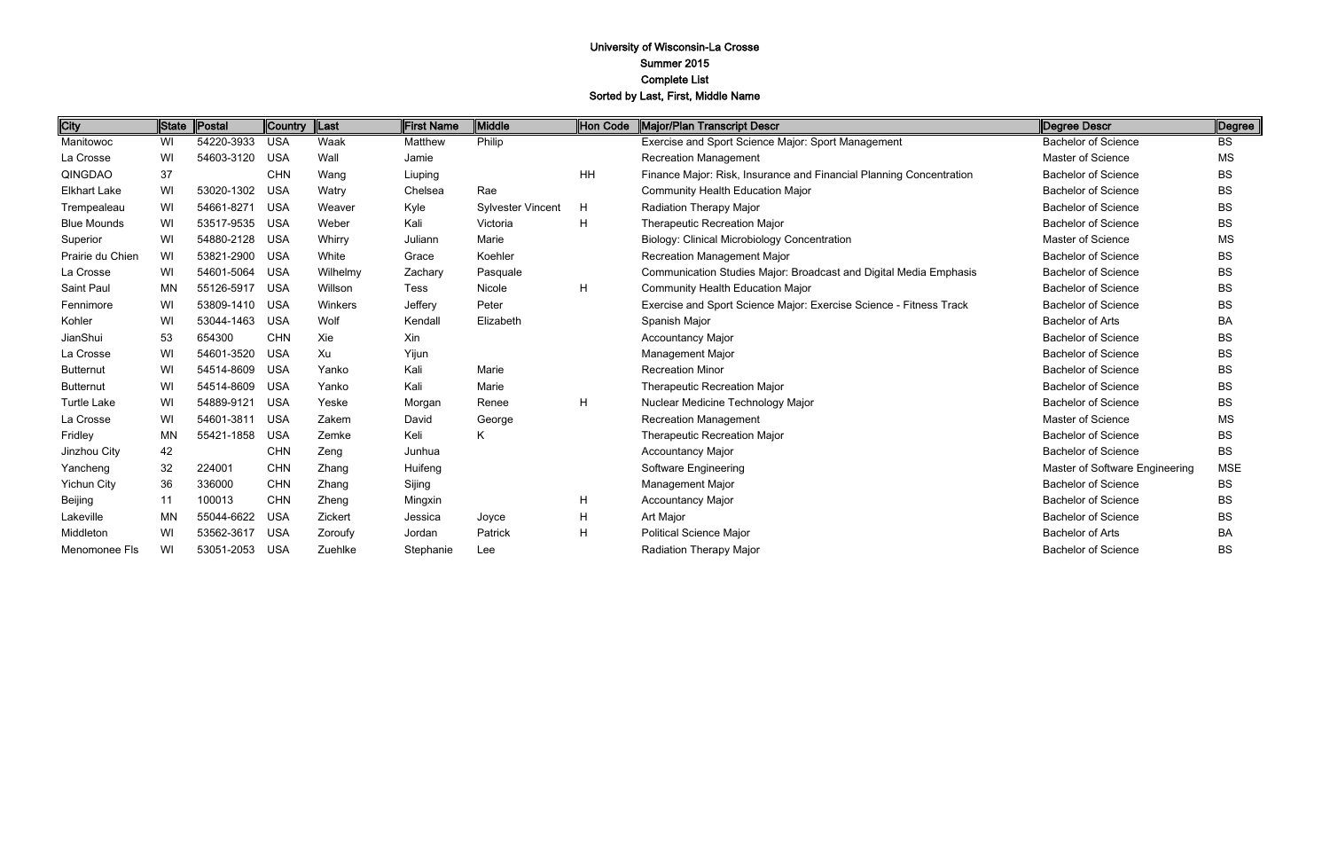# University of Wisconsin-La Crosse
## Summer 2015
## Complete List
## Sorted by Last, First, Middle Name

| City | State | Postal | Country | Last | First Name | Middle | Hon Code | Major/Plan Transcript Descr | Degree Descr | Degree |
|---|---|---|---|---|---|---|---|---|---|---|
| Manitowoc | WI | 54220-3933 | USA | Waak | Matthew | Philip | | Exercise and Sport Science Major: Sport Management | Bachelor of Science | BS |
| La Crosse | WI | 54603-3120 | USA | Wall | Jamie | | | Recreation Management | Master of Science | MS |
| QINGDAO | 37 | | CHN | Wang | Liuping | | HH | Finance Major: Risk, Insurance and Financial Planning Concentration | Bachelor of Science | BS |
| Elkhart Lake | WI | 53020-1302 | USA | Watry | Chelsea | Rae | | Community Health Education Major | Bachelor of Science | BS |
| Trempealeau | WI | 54661-8271 | USA | Weaver | Kyle | Sylvester Vincent | H | Radiation Therapy Major | Bachelor of Science | BS |
| Blue Mounds | WI | 53517-9535 | USA | Weber | Kali | Victoria | H | Therapeutic Recreation Major | Bachelor of Science | BS |
| Superior | WI | 54880-2128 | USA | Whirry | Juliann | Marie | | Biology: Clinical Microbiology Concentration | Master of Science | MS |
| Prairie du Chien | WI | 53821-2900 | USA | White | Grace | Koehler | | Recreation Management Major | Bachelor of Science | BS |
| La Crosse | WI | 54601-5064 | USA | Wilhelmy | Zachary | Pasquale | | Communication Studies Major: Broadcast and Digital Media Emphasis | Bachelor of Science | BS |
| Saint Paul | MN | 55126-5917 | USA | Willson | Tess | Nicole | H | Community Health Education Major | Bachelor of Science | BS |
| Fennimore | WI | 53809-1410 | USA | Winkers | Jeffery | Peter | | Exercise and Sport Science Major: Exercise Science - Fitness Track | Bachelor of Science | BS |
| Kohler | WI | 53044-1463 | USA | Wolf | Kendall | Elizabeth | | Spanish Major | Bachelor of Arts | BA |
| JianShui | 53 | 654300 | CHN | Xie | Xin | | | Accountancy Major | Bachelor of Science | BS |
| La Crosse | WI | 54601-3520 | USA | Xu | Yijun | | | Management Major | Bachelor of Science | BS |
| Butternut | WI | 54514-8609 | USA | Yanko | Kali | Marie | | Recreation Minor | Bachelor of Science | BS |
| Butternut | WI | 54514-8609 | USA | Yanko | Kali | Marie | | Therapeutic Recreation Major | Bachelor of Science | BS |
| Turtle Lake | WI | 54889-9121 | USA | Yeske | Morgan | Renee | H | Nuclear Medicine Technology Major | Bachelor of Science | BS |
| La Crosse | WI | 54601-3811 | USA | Zakem | David | George | | Recreation Management | Master of Science | MS |
| Fridley | MN | 55421-1858 | USA | Zemke | Keli | K | | Therapeutic Recreation Major | Bachelor of Science | BS |
| Jinzhou City | 42 | | CHN | Zeng | Junhua | | | Accountancy Major | Bachelor of Science | BS |
| Yancheng | 32 | 224001 | CHN | Zhang | Huifeng | | | Software Engineering | Master of Software Engineering | MSE |
| Yichun City | 36 | 336000 | CHN | Zhang | Sijing | | | Management Major | Bachelor of Science | BS |
| Beijing | 11 | 100013 | CHN | Zheng | Mingxin | | H | Accountancy Major | Bachelor of Science | BS |
| Lakeville | MN | 55044-6622 | USA | Zickert | Jessica | Joyce | H | Art Major | Bachelor of Science | BS |
| Middleton | WI | 53562-3617 | USA | Zoroufy | Jordan | Patrick | H | Political Science Major | Bachelor of Arts | BA |
| Menomonee Fls | WI | 53051-2053 | USA | Zuehlke | Stephanie | Lee | | Radiation Therapy Major | Bachelor of Science | BS |